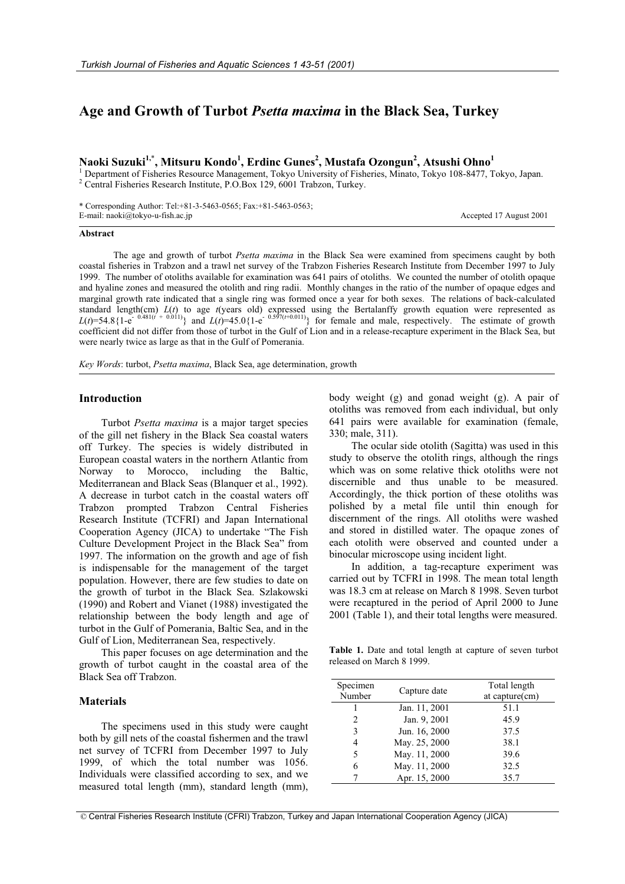# Age and Growth of Turbot *Psetta maxima* in the Black Sea, Turkey

**Naoki Suzuki[1,*], Mitsuru Kondo[1], Erdinc Gunes[2], Mustafa Ozongun[2], Atsushi Ohno[1]**

[1] Department of Fisheries Resource Management, Tokyo University of Fisheries, Minato, Tokyo 108-8477, Tokyo, Japan.
[2] Central Fisheries Research Institute, P.O.Box 129, 6001 Trabzon, Turkey.

\* Corresponding Author: Tel:+81-3-5463-0565; Fax:+81-5463-0563;
E-mail: naoki@tokyo-u-fish.ac.jp

Accepted 17 August 2001

**Abstract**

The age and growth of turbot *Psetta maxima* in the Black Sea were examined from specimens caught by both coastal fisheries in Trabzon and a trawl net survey of the Trabzon Fisheries Research Institute from December 1997 to July 1999. The number of otoliths available for examination was 641 pairs of otoliths. We counted the number of otolith opaque and hyaline zones and measured the otolith and ring radii. Monthly changes in the ratio of the number of opaque edges and marginal growth rate indicated that a single ring was formed once a year for both sexes. The relations of back-calculated standard length(cm) $L(t)$ to age $t$(years old) expressed using the Bertalanffy growth equation were represented as $L(t)=54.8\{1-e^{-0.481(t+0.011)}\}$ and $L(t)=45.0\{1-e^{-0.597(t+0.011)}\}$ for female and male, respectively. The estimate of growth coefficient did not differ from those of turbot in the Gulf of Lion and in a release-recapture experiment in the Black Sea, but were nearly twice as large as that in the Gulf of Pomerania.

*Key Words*: turbot, *Psetta maxima*, Black Sea, age determination, growth

## Introduction

Turbot *Psetta maxima* is a major target species of the gill net fishery in the Black Sea coastal waters off Turkey. The species is widely distributed in European coastal waters in the northern Atlantic from Norway to Morocco, including the Baltic, Mediterranean and Black Seas (Blanquer et al., 1992). A decrease in turbot catch in the coastal waters off Trabzon prompted Trabzon Central Fisheries Research Institute (TCFRI) and Japan International Cooperation Agency (JICA) to undertake "The Fish Culture Development Project in the Black Sea" from 1997. The information on the growth and age of fish is indispensable for the management of the target population. However, there are few studies to date on the growth of turbot in the Black Sea. Szlakowski (1990) and Robert and Vianet (1988) investigated the relationship between the body length and age of turbot in the Gulf of Pomerania, Baltic Sea, and in the Gulf of Lion, Mediterranean Sea, respectively.

This paper focuses on age determination and the growth of turbot caught in the coastal area of the Black Sea off Trabzon.

## Materials

The specimens used in this study were caught both by gill nets of the coastal fishermen and the trawl net survey of TCFRI from December 1997 to July 1999, of which the total number was 1056. Individuals were classified according to sex, and we measured total length (mm), standard length (mm), body weight (g) and gonad weight (g). A pair of otoliths was removed from each individual, but only 641 pairs were available for examination (female, 330; male, 311).

The ocular side otolith (Sagitta) was used in this study to observe the otolith rings, although the rings which was on some relative thick otoliths were not discernible and thus unable to be measured. Accordingly, the thick portion of these otoliths was polished by a metal file until thin enough for discernment of the rings. All otoliths were washed and stored in distilled water. The opaque zones of each otolith were observed and counted under a binocular microscope using incident light.

In addition, a tag-recapture experiment was carried out by TCFRI in 1998. The mean total length was 18.3 cm at release on March 8 1998. Seven turbot were recaptured in the period of April 2000 to June 2001 (Table 1), and their total lengths were measured.

**Table 1.** Date and total length at capture of seven turbot released on March 8 1999.

| Specimen Number | Capture date | Total length at capture(cm) |
|---|---|---|
| 1 | Jan. 11, 2001 | 51.1 |
| 2 | Jan. 9, 2001 | 45.9 |
| 3 | Jun. 16, 2000 | 37.5 |
| 4 | May. 25, 2000 | 38.1 |
| 5 | May. 11, 2000 | 39.6 |
| 6 | May. 11, 2000 | 32.5 |
| 7 | Apr. 15, 2000 | 35.7 |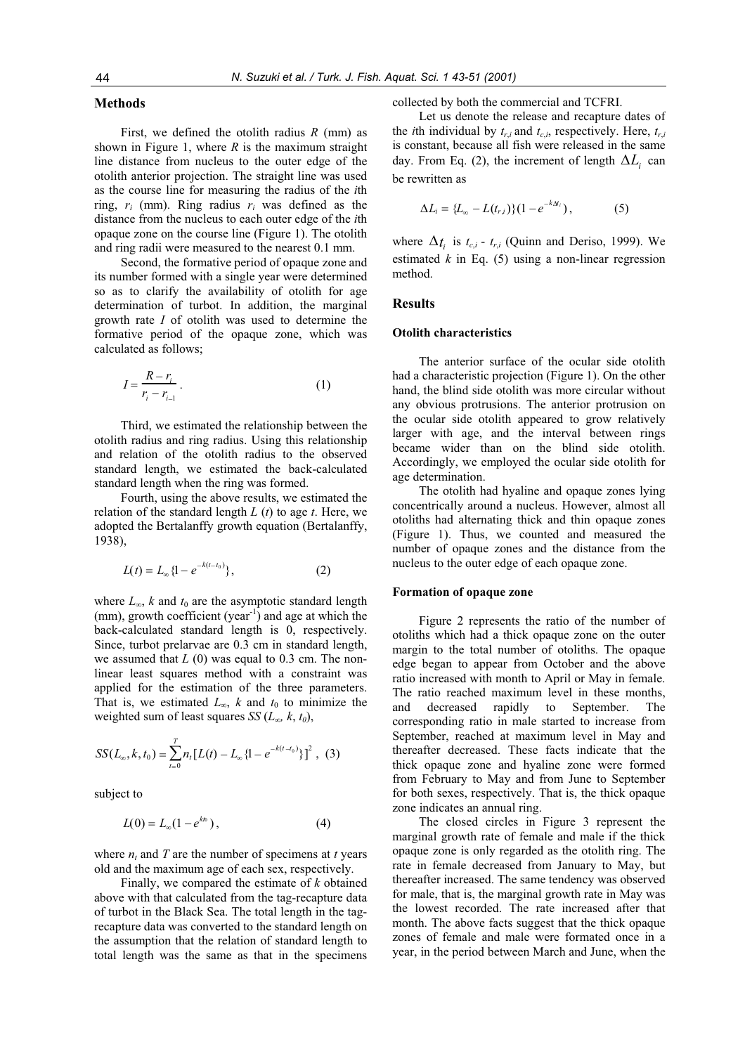## Methods

First, we defined the otolith radius $R$ (mm) as shown in Figure 1, where $R$ is the maximum straight line distance from nucleus to the outer edge of the otolith anterior projection. The straight line was used as the course line for measuring the radius of the $i$th ring, $r_i$ (mm). Ring radius $r_i$ was defined as the distance from the nucleus to each outer edge of the $i$th opaque zone on the course line (Figure 1). The otolith and ring radii were measured to the nearest 0.1 mm.

Second, the formative period of opaque zone and its number formed with a single year were determined so as to clarify the availability of otolith for age determination of turbot. In addition, the marginal growth rate $I$ of otolith was used to determine the formative period of the opaque zone, which was calculated as follows;

$$I = \frac{R - r_i}{r_i - r_{i-1}}. \quad (1)$$

Third, we estimated the relationship between the otolith radius and ring radius. Using this relationship and relation of the otolith radius to the observed standard length, we estimated the back-calculated standard length when the ring was formed.

Fourth, using the above results, we estimated the relation of the standard length $L$ ($t$) to age $t$. Here, we adopted the Bertalanffy growth equation (Bertalanffy, 1938),

$$L(t) = L_\infty \{1 - e^{-k(t-t_0)}\}, \quad (2)$$

where $L_\infty$, $k$ and $t_0$ are the asymptotic standard length (mm), growth coefficient (year$^{-1}$) and age at which the back-calculated standard length is 0, respectively. Since, turbot prelarvae are 0.3 cm in standard length, we assumed that $L$ (0) was equal to 0.3 cm. The non-linear least squares method with a constraint was applied for the estimation of the three parameters. That is, we estimated $L_\infty$, $k$ and $t_0$ to minimize the weighted sum of least squares $SS$ ($L_\infty$, $k$, $t_0$),

$$SS(L_\infty, k, t_0) = \sum_{t=0}^{T} n_t [L(t) - L_\infty \{1 - e^{-k(t-t_0)}\}]^2, \quad (3)$$

subject to

$$L(0) = L_\infty (1 - e^{kt_0}), \quad (4)$$

where $n_t$ and $T$ are the number of specimens at $t$ years old and the maximum age of each sex, respectively.

Finally, we compared the estimate of $k$ obtained above with that calculated from the tag-recapture data of turbot in the Black Sea. The total length in the tag-recapture data was converted to the standard length on the assumption that the relation of standard length to total length was the same as that in the specimens collected by both the commercial and TCFRI.

Let us denote the release and recapture dates of the $i$th individual by $t_{r,i}$ and $t_{c,i}$, respectively. Here, $t_{r,i}$ is constant, because all fish were released in the same day. From Eq. (2), the increment of length $\Delta L_i$ can be rewritten as

$$\Delta L_i = \{L_\infty - L(t_{r\,i})\}(1 - e^{-k\Delta t_i}), \quad (5)$$

where $\Delta t_i$ is $t_{c,i}$ - $t_{r,i}$ (Quinn and Deriso, 1999). We estimated $k$ in Eq. (5) using a non-linear regression method.

## Results

### Otolith characteristics

The anterior surface of the ocular side otolith had a characteristic projection (Figure 1). On the other hand, the blind side otolith was more circular without any obvious protrusions. The anterior protrusion on the ocular side otolith appeared to grow relatively larger with age, and the interval between rings became wider than on the blind side otolith. Accordingly, we employed the ocular side otolith for age determination.

The otolith had hyaline and opaque zones lying concentrically around a nucleus. However, almost all otoliths had alternating thick and thin opaque zones (Figure 1). Thus, we counted and measured the number of opaque zones and the distance from the nucleus to the outer edge of each opaque zone.

### Formation of opaque zone

Figure 2 represents the ratio of the number of otoliths which had a thick opaque zone on the outer margin to the total number of otoliths. The opaque edge began to appear from October and the above ratio increased with month to April or May in female. The ratio reached maximum level in these months, and decreased rapidly to September. The corresponding ratio in male started to increase from September, reached at maximum level in May and thereafter decreased. These facts indicate that the thick opaque zone and hyaline zone were formed from February to May and from June to September for both sexes, respectively. That is, the thick opaque zone indicates an annual ring.

The closed circles in Figure 3 represent the marginal growth rate of female and male if the thick opaque zone is only regarded as the otolith ring. The rate in female decreased from January to May, but thereafter increased. The same tendency was observed for male, that is, the marginal growth rate in May was the lowest recorded. The rate increased after that month. The above facts suggest that the thick opaque zones of female and male were formated once in a year, in the period between March and June, when the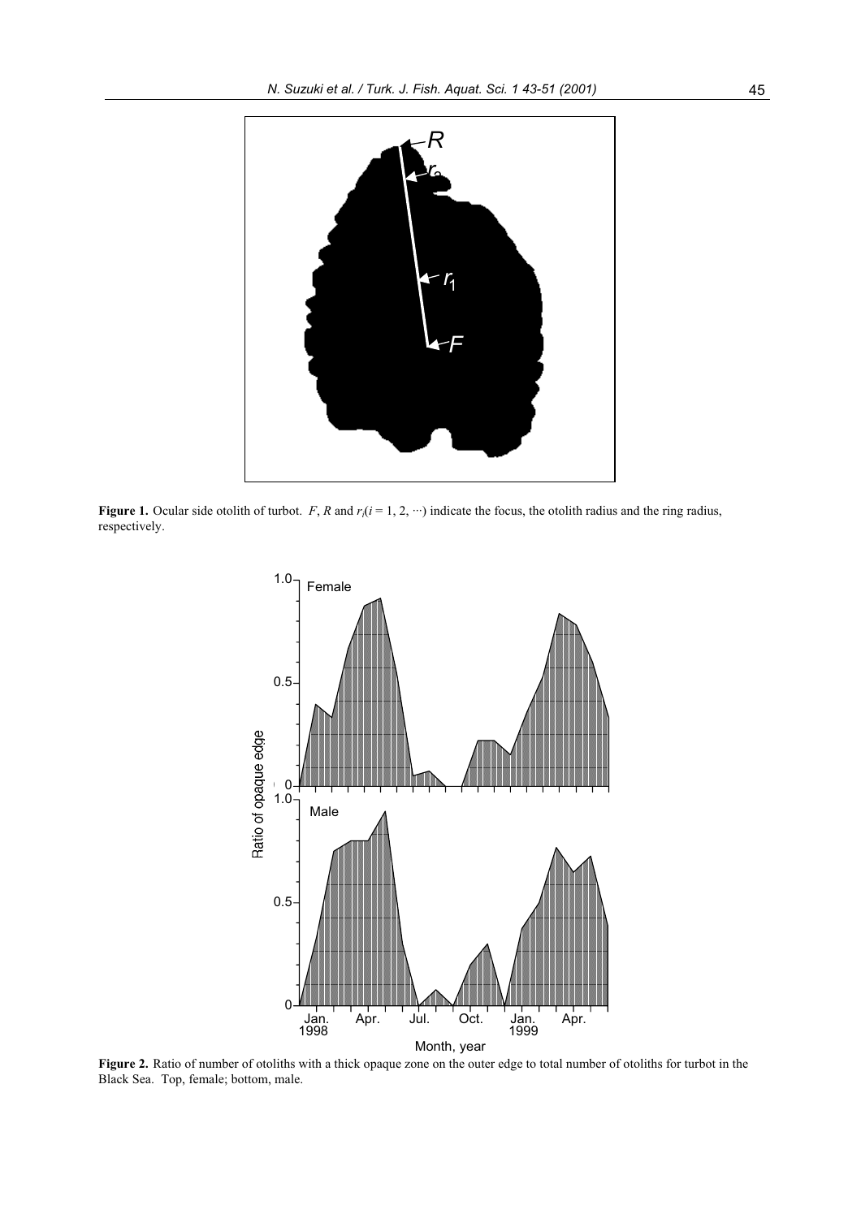**Figure 1.** Ocular side otolith of turbot. $F$, $R$ and $r_i (i = 1, 2, \cdots)$ indicate the focus, the otolith radius and the ring radius, respectively.

**Figure 2.** Ratio of number of otoliths with a thick opaque zone on the outer edge to total number of otoliths for turbot in the Black Sea. Top, female; bottom, male.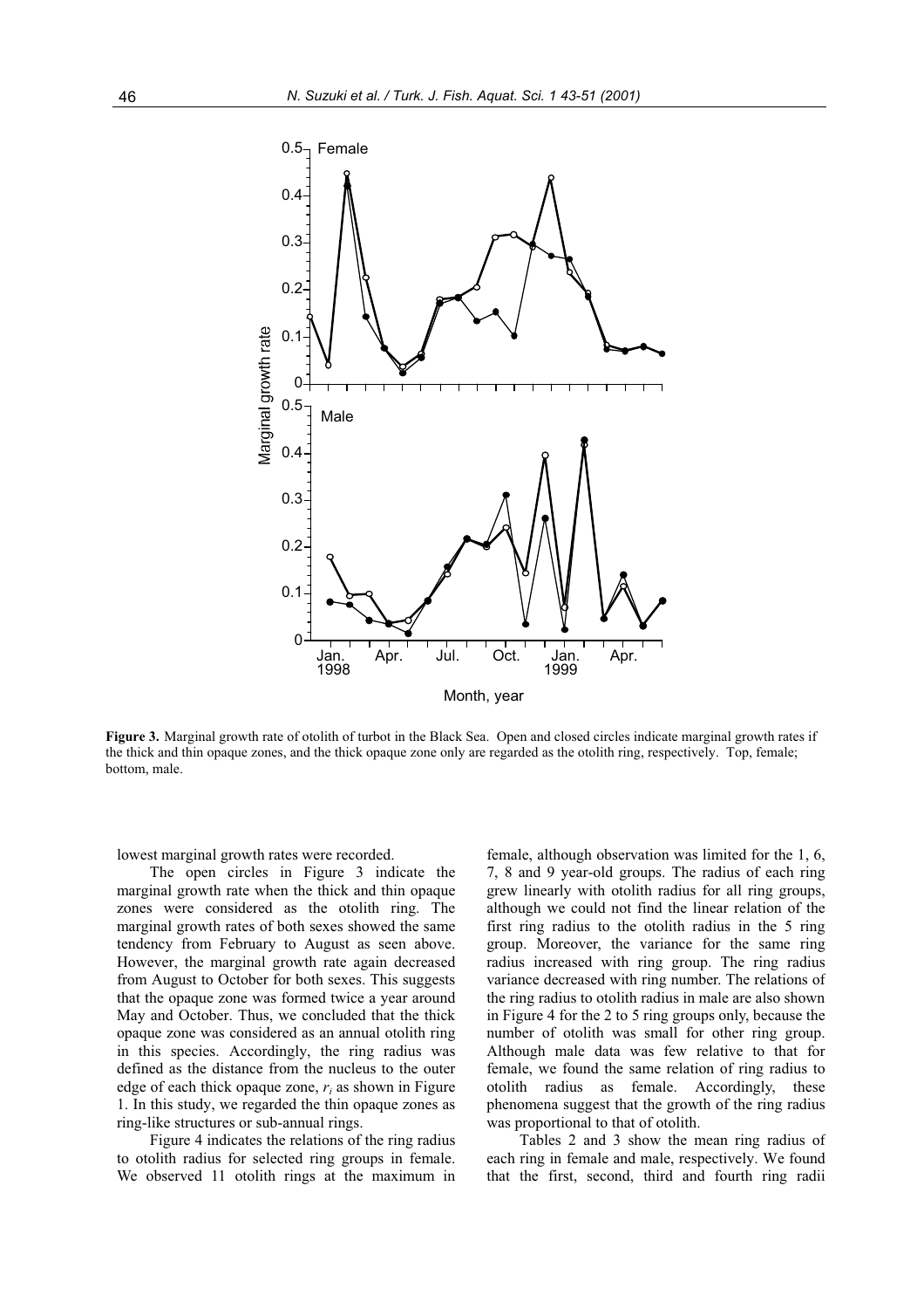**Figure 3.** Marginal growth rate of otolith of turbot in the Black Sea. Open and closed circles indicate marginal growth rates if the thick and thin opaque zones, and the thick opaque zone only are regarded as the otolith ring, respectively. Top, female; bottom, male.

lowest marginal growth rates were recorded.

The open circles in Figure 3 indicate the marginal growth rate when the thick and thin opaque zones were considered as the otolith ring. The marginal growth rates of both sexes showed the same tendency from February to August as seen above. However, the marginal growth rate again decreased from August to October for both sexes. This suggests that the opaque zone was formed twice a year around May and October. Thus, we concluded that the thick opaque zone was considered as an annual otolith ring in this species. Accordingly, the ring radius was defined as the distance from the nucleus to the outer edge of each thick opaque zone, $r_i$ as shown in Figure 1. In this study, we regarded the thin opaque zones as ring-like structures or sub-annual rings.

Figure 4 indicates the relations of the ring radius to otolith radius for selected ring groups in female. We observed 11 otolith rings at the maximum in female, although observation was limited for the 1, 6, 7, 8 and 9 year-old groups. The radius of each ring grew linearly with otolith radius for all ring groups, although we could not find the linear relation of the first ring radius to the otolith radius in the 5 ring group. Moreover, the variance for the same ring radius increased with ring group. The ring radius variance decreased with ring number. The relations of the ring radius to otolith radius in male are also shown in Figure 4 for the 2 to 5 ring groups only, because the number of otolith was small for other ring group. Although male data was few relative to that for female, we found the same relation of ring radius to otolith radius as female. Accordingly, these phenomena suggest that the growth of the ring radius was proportional to that of otolith.

Tables 2 and 3 show the mean ring radius of each ring in female and male, respectively. We found that the first, second, third and fourth ring radii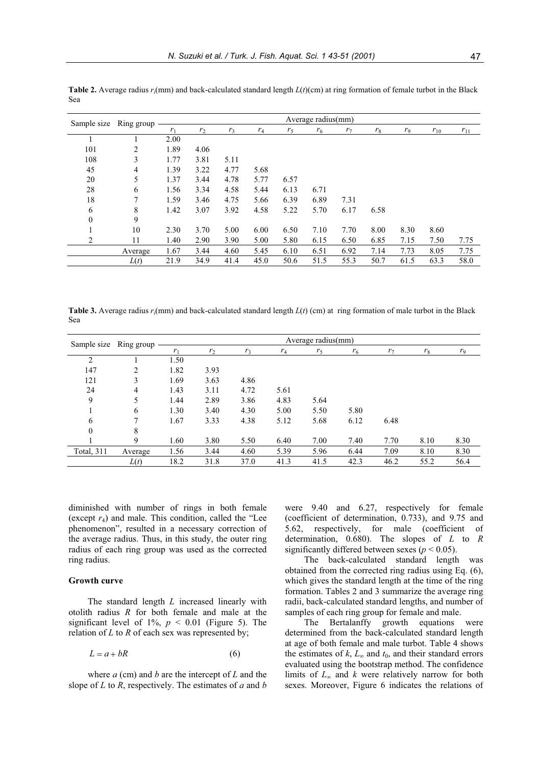**Table 2.** Average radius $r_i$(mm) and back-calculated standard length $L(t)$(cm) at ring formation of female turbot in the Black Sea

| Sample size | Ring group | Average radius(mm) | | | | | | | | | | |
|---|---|---|---|---|---|---|---|---|---|---|---|---|
| | | $r_1$ | $r_2$ | $r_3$ | $r_4$ | $r_5$ | $r_6$ | $r_7$ | $r_8$ | $r_9$ | $r_{10}$ | $r_{11}$ |
| 1 | 1 | 2.00 | | | | | | | | | | |
| 101 | 2 | 1.89 | 4.06 | | | | | | | | | |
| 108 | 3 | 1.77 | 3.81 | 5.11 | | | | | | | | |
| 45 | 4 | 1.39 | 3.22 | 4.77 | 5.68 | | | | | | | |
| 20 | 5 | 1.37 | 3.44 | 4.78 | 5.77 | 6.57 | | | | | | |
| 28 | 6 | 1.56 | 3.34 | 4.58 | 5.44 | 6.13 | 6.71 | | | | | |
| 18 | 7 | 1.59 | 3.46 | 4.75 | 5.66 | 6.39 | 6.89 | 7.31 | | | | |
| 6 | 8 | 1.42 | 3.07 | 3.92 | 4.58 | 5.22 | 5.70 | 6.17 | 6.58 | | | |
| 0 | 9 | | | | | | | | | | | |
| 1 | 10 | 2.30 | 3.70 | 5.00 | 6.00 | 6.50 | 7.10 | 7.70 | 8.00 | 8.30 | 8.60 | |
| 2 | 11 | 1.40 | 2.90 | 3.90 | 5.00 | 5.80 | 6.15 | 6.50 | 6.85 | 7.15 | 7.50 | 7.75 |
| | Average | 1.67 | 3.44 | 4.60 | 5.45 | 6.10 | 6.51 | 6.92 | 7.14 | 7.73 | 8.05 | 7.75 |
| | $L(t)$ | 21.9 | 34.9 | 41.4 | 45.0 | 50.6 | 51.5 | 55.3 | 50.7 | 61.5 | 63.3 | 58.0 |

**Table 3.** Average radius $r_i$(mm) and back-calculated standard length $L(t)$ (cm) at ring formation of male turbot in the Black Sea

| Sample size | Ring group | Average radius(mm) | | | | | | | | |
|---|---|---|---|---|---|---|---|---|---|---|
| | | $r_1$ | $r_2$ | $r_3$ | $r_4$ | $r_5$ | $r_6$ | $r_7$ | $r_8$ | $r_9$ |
| 2 | 1 | 1.50 | | | | | | | | |
| 147 | 2 | 1.82 | 3.93 | | | | | | | |
| 121 | 3 | 1.69 | 3.63 | 4.86 | | | | | | |
| 24 | 4 | 1.43 | 3.11 | 4.72 | 5.61 | | | | | |
| 9 | 5 | 1.44 | 2.89 | 3.86 | 4.83 | 5.64 | | | | |
| 1 | 6 | 1.30 | 3.40 | 4.30 | 5.00 | 5.50 | 5.80 | | | |
| 6 | 7 | 1.67 | 3.33 | 4.38 | 5.12 | 5.68 | 6.12 | 6.48 | | |
| 0 | 8 | | | | | | | | | |
| 1 | 9 | 1.60 | 3.80 | 5.50 | 6.40 | 7.00 | 7.40 | 7.70 | 8.10 | 8.30 |
| Total, 311 | Average | 1.56 | 3.44 | 4.60 | 5.39 | 5.96 | 6.44 | 7.09 | 8.10 | 8.30 |
| | $L(t)$ | 18.2 | 31.8 | 37.0 | 41.3 | 41.5 | 42.3 | 46.2 | 55.2 | 56.4 |

diminished with number of rings in both female (except $r_4$) and male. This condition, called the "Lee phenomenon", resulted in a necessary correction of the average radius. Thus, in this study, the outer ring radius of each ring group was used as the corrected ring radius.

### Growth curve

The standard length $L$ increased linearly with otolith radius $R$ for both female and male at the significant level of 1%, $p < 0.01$ (Figure 5). The relation of $L$ to $R$ of each sex was represented by;

$$L = a + bR \qquad (6)$$

where $a$ (cm) and $b$ are the intercept of $L$ and the slope of $L$ to $R$, respectively. The estimates of $a$ and $b$ were 9.40 and 6.27, respectively for female (coefficient of determination, 0.733), and 9.75 and 5.62, respectively, for male (coefficient of determination, 0.680). The slopes of $L$ to $R$ significantly differed between sexes ($p < 0.05$).

The back-calculated standard length was obtained from the corrected ring radius using Eq. (6), which gives the standard length at the time of the ring formation. Tables 2 and 3 summarize the average ring radii, back-calculated standard lengths, and number of samples of each ring group for female and male.

The Bertalanffy growth equations were determined from the back-calculated standard length at age of both female and male turbot. Table 4 shows the estimates of $k$, $L_\infty$ and $t_0$, and their standard errors evaluated using the bootstrap method. The confidence limits of $L_\infty$ and $k$ were relatively narrow for both sexes. Moreover, Figure 6 indicates the relations of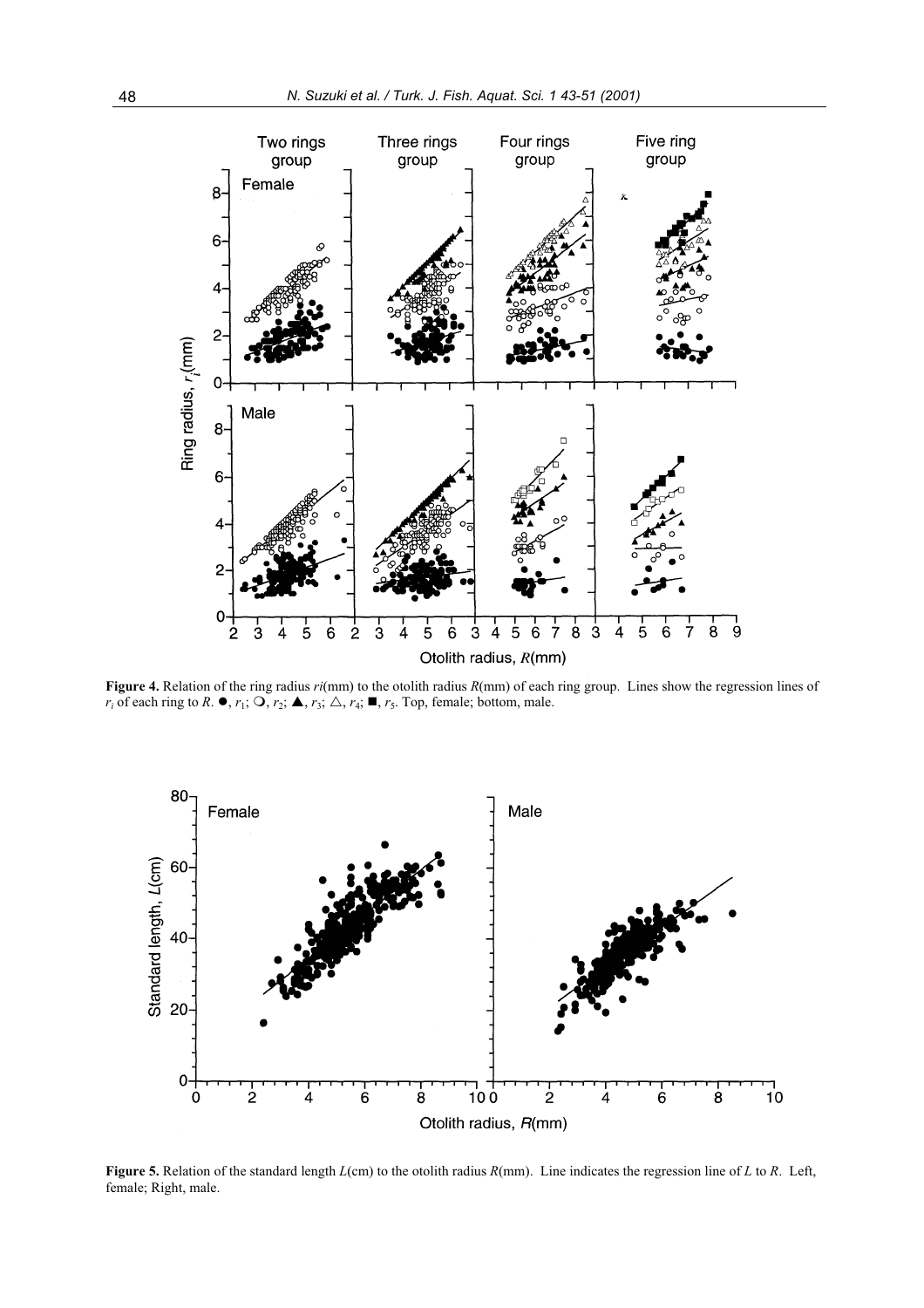**Figure 4.** Relation of the ring radius $r_i$(mm) to the otolith radius $R$(mm) of each ring group. Lines show the regression lines of $r_i$ of each ring to $R$. ●, $r_1$; ○, $r_2$; ▲, $r_3$; △, $r_4$; ■, $r_5$. Top, female; bottom, male.

**Figure 5.** Relation of the standard length $L$(cm) to the otolith radius $R$(mm). Line indicates the regression line of $L$ to $R$. Left, female; Right, male.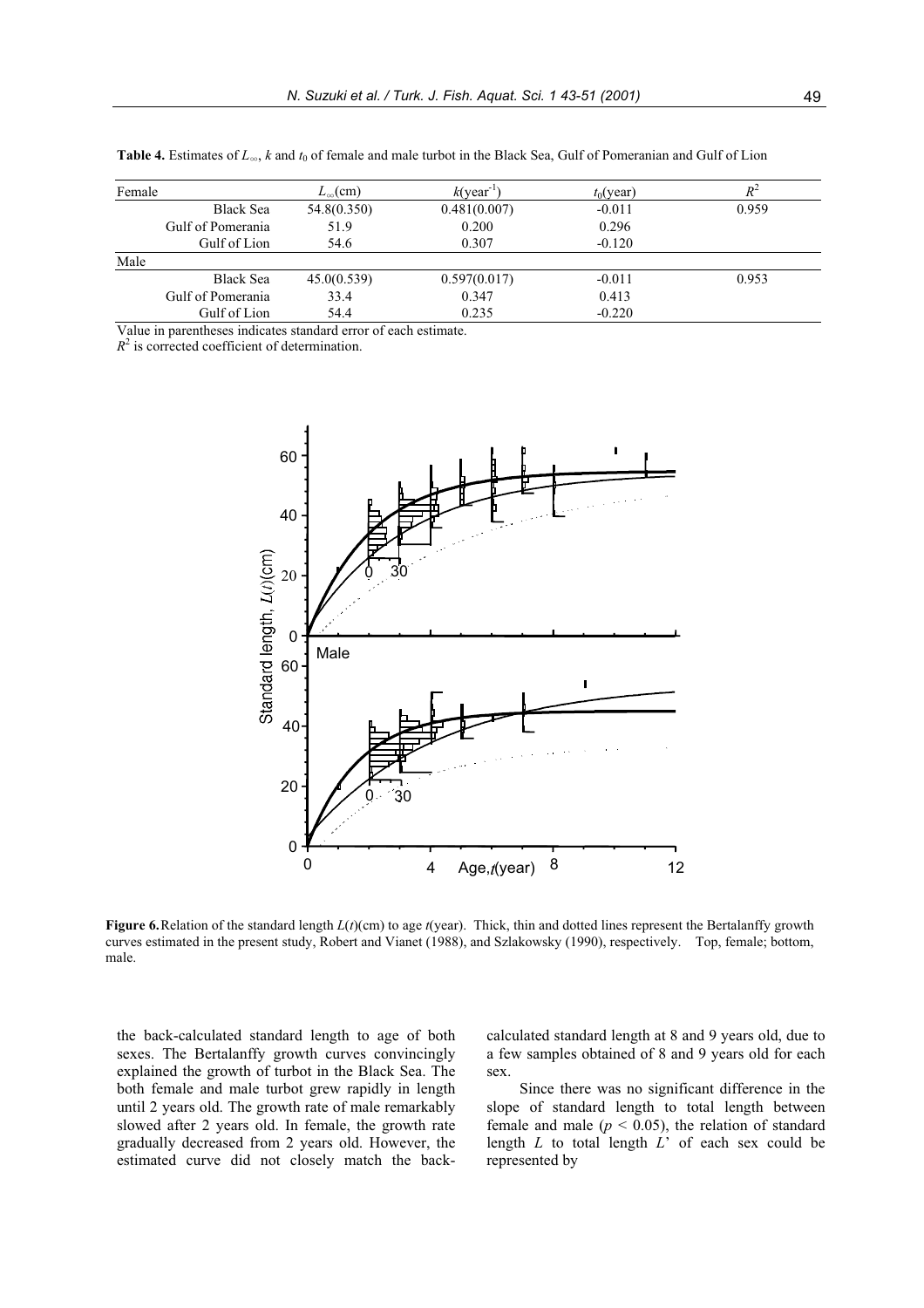**Table 4.** Estimates of $L_\infty$, $k$ and $t_0$ of female and male turbot in the Black Sea, Gulf of Pomeranian and Gulf of Lion

| Female | $L_\infty$(cm) | $k$(year$^{-1}$) | $t_0$(year) | $R^2$ |
|---|---|---|---|---|
| Black Sea | 54.8(0.350) | 0.481(0.007) | -0.011 | 0.959 |
| Gulf of Pomerania | 51.9 | 0.200 | 0.296 | |
| Gulf of Lion | 54.6 | 0.307 | -0.120 | |
| **Male** | | | | |
| Black Sea | 45.0(0.539) | 0.597(0.017) | -0.011 | 0.953 |
| Gulf of Pomerania | 33.4 | 0.347 | 0.413 | |
| Gulf of Lion | 54.4 | 0.235 | -0.220 | |

Value in parentheses indicates standard error of each estimate.
$R^2$ is corrected coefficient of determination.

**Figure 6.** Relation of the standard length $L(t)$(cm) to age $t$(year). Thick, thin and dotted lines represent the Bertalanffy growth curves estimated in the present study, Robert and Vianet (1988), and Szlakowsky (1990), respectively. Top, female; bottom, male.

the back-calculated standard length to age of both sexes. The Bertalanffy growth curves convincingly explained the growth of turbot in the Black Sea. The both female and male turbot grew rapidly in length until 2 years old. The growth rate of male remarkably slowed after 2 years old. In female, the growth rate gradually decreased from 2 years old. However, the estimated curve did not closely match the back-calculated standard length at 8 and 9 years old, due to a few samples obtained of 8 and 9 years old for each sex.

Since there was no significant difference in the slope of standard length to total length between female and male ($p < 0.05$), the relation of standard length $L$ to total length $L'$ of each sex could be represented by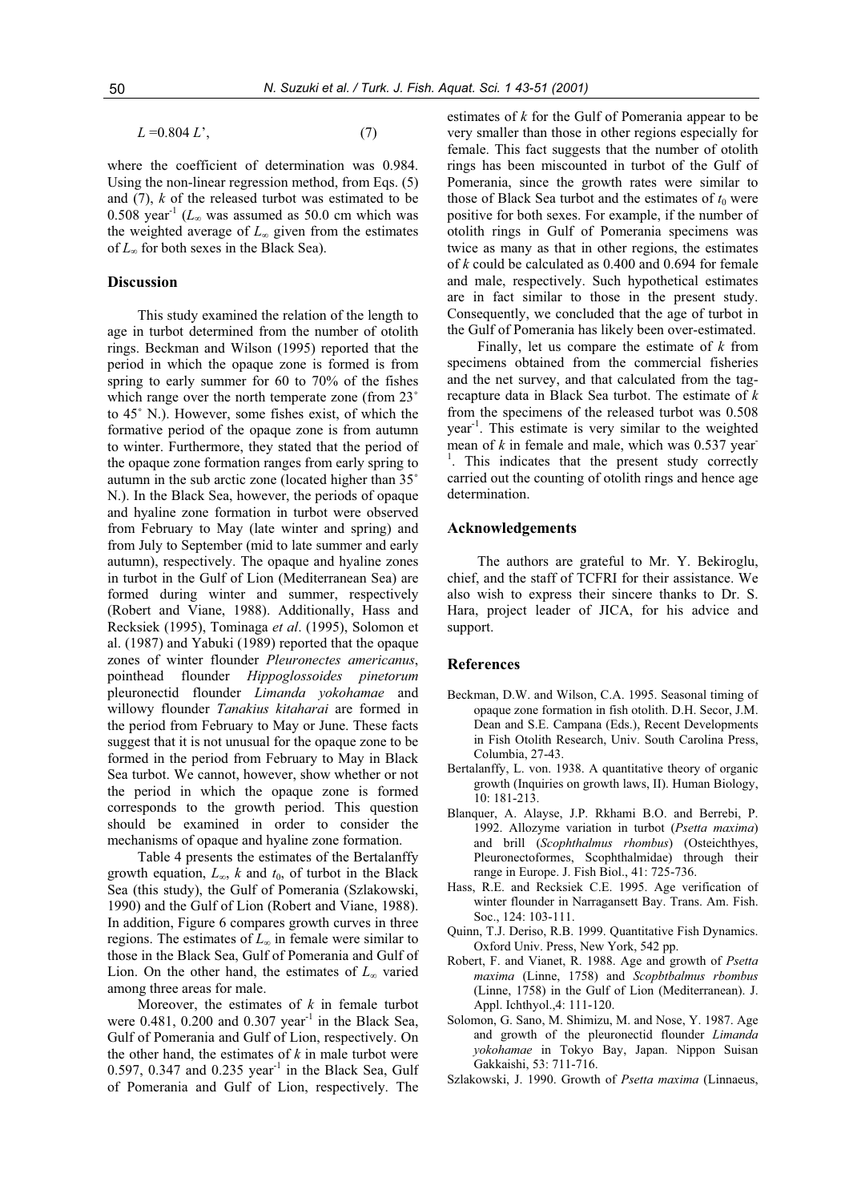$$L = 0.804\, L', \qquad (7)$$

where the coefficient of determination was 0.984. Using the non-linear regression method, from Eqs. (5) and (7), $k$ of the released turbot was estimated to be 0.508 year$^{-1}$ ($L_{\infty}$ was assumed as 50.0 cm which was the weighted average of $L_{\infty}$ given from the estimates of $L_{\infty}$ for both sexes in the Black Sea).

## Discussion

This study examined the relation of the length to age in turbot determined from the number of otolith rings. Beckman and Wilson (1995) reported that the period in which the opaque zone is formed is from spring to early summer for 60 to 70% of the fishes which range over the north temperate zone (from 23˚ to 45˚ N.). However, some fishes exist, of which the formative period of the opaque zone is from autumn to winter. Furthermore, they stated that the period of the opaque zone formation ranges from early spring to autumn in the sub arctic zone (located higher than 35˚ N.). In the Black Sea, however, the periods of opaque and hyaline zone formation in turbot were observed from February to May (late winter and spring) and from July to September (mid to late summer and early autumn), respectively. The opaque and hyaline zones in turbot in the Gulf of Lion (Mediterranean Sea) are formed during winter and summer, respectively (Robert and Viane, 1988). Additionally, Hass and Recksiek (1995), Tominaga *et al*. (1995), Solomon et al. (1987) and Yabuki (1989) reported that the opaque zones of winter flounder *Pleuronectes americanus*, pointhead flounder *Hippoglossoides pinetorum* pleuronectid flounder *Limanda yokohamae* and willowy flounder *Tanakius kitaharai* are formed in the period from February to May or June. These facts suggest that it is not unusual for the opaque zone to be formed in the period from February to May in Black Sea turbot. We cannot, however, show whether or not the period in which the opaque zone is formed corresponds to the growth period. This question should be examined in order to consider the mechanisms of opaque and hyaline zone formation.

Table 4 presents the estimates of the Bertalanffy growth equation, $L_{\infty}$, $k$ and $t_0$, of turbot in the Black Sea (this study), the Gulf of Pomerania (Szlakowski, 1990) and the Gulf of Lion (Robert and Viane, 1988). In addition, Figure 6 compares growth curves in three regions. The estimates of $L_{\infty}$ in female were similar to those in the Black Sea, Gulf of Pomerania and Gulf of Lion. On the other hand, the estimates of $L_{\infty}$ varied among three areas for male.

Moreover, the estimates of $k$ in female turbot were 0.481, 0.200 and 0.307 year$^{-1}$ in the Black Sea, Gulf of Pomerania and Gulf of Lion, respectively. On the other hand, the estimates of $k$ in male turbot were 0.597, 0.347 and 0.235 year$^{-1}$ in the Black Sea, Gulf of Pomerania and Gulf of Lion, respectively. The estimates of $k$ for the Gulf of Pomerania appear to be very smaller than those in other regions especially for female. This fact suggests that the number of otolith rings has been miscounted in turbot of the Gulf of Pomerania, since the growth rates were similar to those of Black Sea turbot and the estimates of $t_0$ were positive for both sexes. For example, if the number of otolith rings in Gulf of Pomerania specimens was twice as many as that in other regions, the estimates of $k$ could be calculated as 0.400 and 0.694 for female and male, respectively. Such hypothetical estimates are in fact similar to those in the present study. Consequently, we concluded that the age of turbot in the Gulf of Pomerania has likely been over-estimated.

Finally, let us compare the estimate of $k$ from specimens obtained from the commercial fisheries and the net survey, and that calculated from the tag-recapture data in Black Sea turbot. The estimate of $k$ from the specimens of the released turbot was 0.508 year$^{-1}$. This estimate is very similar to the weighted mean of $k$ in female and male, which was 0.537 year$^{-1}$. This indicates that the present study correctly carried out the counting of otolith rings and hence age determination.

## Acknowledgements

The authors are grateful to Mr. Y. Bekiroglu, chief, and the staff of TCFRI for their assistance. We also wish to express their sincere thanks to Dr. S. Hara, project leader of JICA, for his advice and support.

## References

Beckman, D.W. and Wilson, C.A. 1995. Seasonal timing of opaque zone formation in fish otolith. D.H. Secor, J.M. Dean and S.E. Campana (Eds.), Recent Developments in Fish Otolith Research, Univ. South Carolina Press, Columbia, 27-43.

Bertalanffy, L. von. 1938. A quantitative theory of organic growth (Inquiries on growth laws, II). Human Biology, 10: 181-213.

Blanquer, A. Alayse, J.P. Rkhami B.O. and Berrebi, P. 1992. Allozyme variation in turbot (*Psetta maxima*) and brill (*Scophthalmus rhombus*) (Osteichthyes, Pleuronectoformes, Scophthalmidae) through their range in Europe. J. Fish Biol., 41: 725-736.

Hass, R.E. and Recksiek C.E. 1995. Age verification of winter flounder in Narragansett Bay. Trans. Am. Fish. Soc., 124: 103-111.

Quinn, T.J. Deriso, R.B. 1999. Quantitative Fish Dynamics. Oxford Univ. Press, New York, 542 pp.

Robert, F. and Vianet, R. 1988. Age and growth of *Psetta maxima* (Linne, 1758) and *Scopbtbalmus rbombus* (Linne, 1758) in the Gulf of Lion (Mediterranean). J. Appl. Ichthyol.,4: 111-120.

Solomon, G. Sano, M. Shimizu, M. and Nose, Y. 1987. Age and growth of the pleuronectid flounder *Limanda yokohamae* in Tokyo Bay, Japan. Nippon Suisan Gakkaishi, 53: 711-716.

Szlakowski, J. 1990. Growth of *Psetta maxima* (Linnaeus,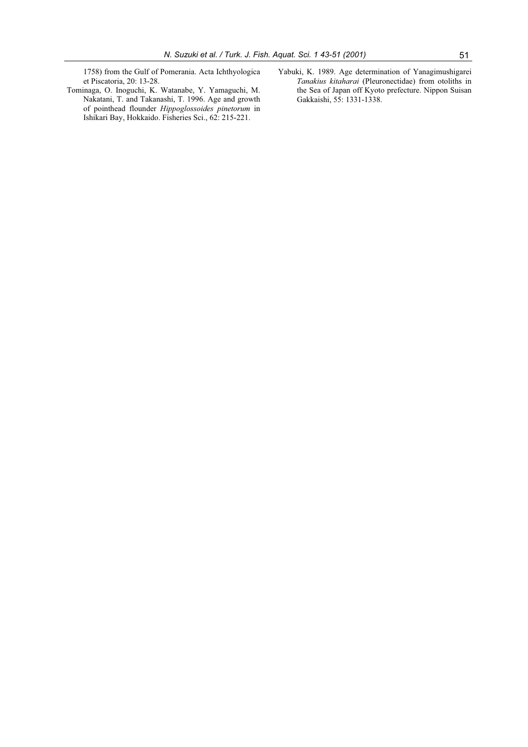1758) from the Gulf of Pomerania. Acta Ichthyologica et Piscatoria, 20: 13-28.

Tominaga, O. Inoguchi, K. Watanabe, Y. Yamaguchi, M. Nakatani, T. and Takanashi, T. 1996. Age and growth of pointhead flounder *Hippoglossoides pinetorum* in Ishikari Bay, Hokkaido. Fisheries Sci., 62: 215-221.

Yabuki, K. 1989. Age determination of Yanagimushigarei *Tanakius kitaharai* (Pleuronectidae) from otoliths in the Sea of Japan off Kyoto prefecture. Nippon Suisan Gakkaishi, 55: 1331-1338.